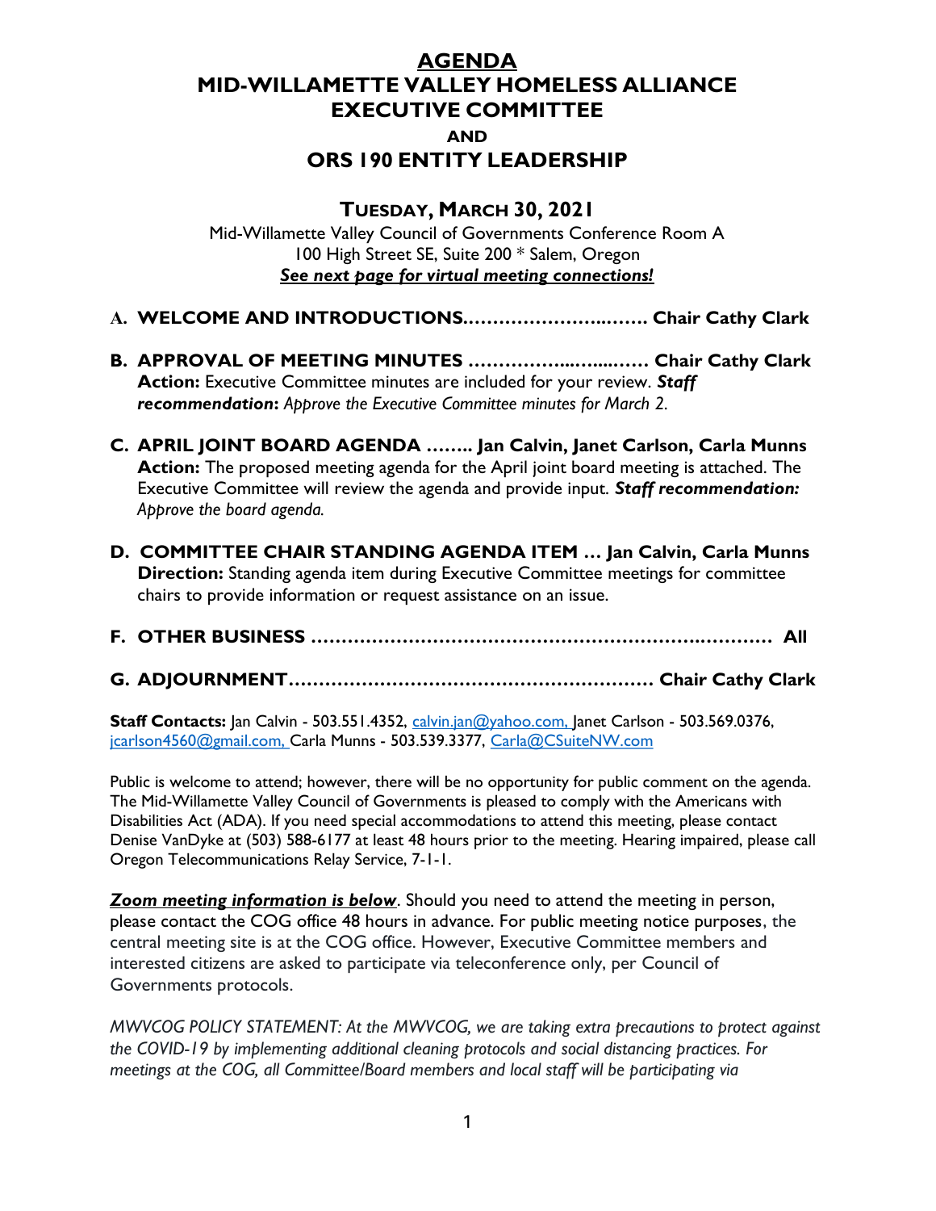# AGENDA
# MID-WILLAMETTE VALLEY HOMELESS ALLIANCE EXECUTIVE COMMITTEE
## AND
# ORS 190 ENTITY LEADERSHIP

## TUESDAY, MARCH 30, 2021

Mid-Willamette Valley Council of Governments Conference Room A
100 High Street SE, Suite 200 * Salem, Oregon
***See next page for virtual meeting connections!***

**A. WELCOME AND INTRODUCTIONS.…………………..……. Chair Cathy Clark**

**B. APPROVAL OF MEETING MINUTES ……………..…....…… Chair Cathy Clark**
**Action:** Executive Committee minutes are included for your review. ***Staff recommendation****: Approve the Executive Committee minutes for March 2.*

**C. APRIL JOINT BOARD AGENDA …….. Jan Calvin, Janet Carlson, Carla Munns**
**Action:** The proposed meeting agenda for the April joint board meeting is attached. The Executive Committee will review the agenda and provide input. ***Staff recommendation:*** *Approve the board agenda.*

**D. COMMITTEE CHAIR STANDING AGENDA ITEM … Jan Calvin, Carla Munns**
**Direction:** Standing agenda item during Executive Committee meetings for committee chairs to provide information or request assistance on an issue.

**F. OTHER BUSINESS ………………………………………………….…………. All**

**G. ADJOURNMENT…………………………………………………… Chair Cathy Clark**

**Staff Contacts:** Jan Calvin - 503.551.4352, calvin.jan@yahoo.com, Janet Carlson - 503.569.0376, jcarlson4560@gmail.com, Carla Munns - 503.539.3377, Carla@CSuiteNW.com

Public is welcome to attend; however, there will be no opportunity for public comment on the agenda. The Mid-Willamette Valley Council of Governments is pleased to comply with the Americans with Disabilities Act (ADA). If you need special accommodations to attend this meeting, please contact Denise VanDyke at (503) 588-6177 at least 48 hours prior to the meeting. Hearing impaired, please call Oregon Telecommunications Relay Service, 7-1-1.

***Zoom meeting information is below***. Should you need to attend the meeting in person, please contact the COG office 48 hours in advance. For public meeting notice purposes, the central meeting site is at the COG office. However, Executive Committee members and interested citizens are asked to participate via teleconference only, per Council of Governments protocols.

*MWVCOG POLICY STATEMENT: At the MWVCOG, we are taking extra precautions to protect against the COVID-19 by implementing additional cleaning protocols and social distancing practices. For meetings at the COG, all Committee/Board members and local staff will be participating via*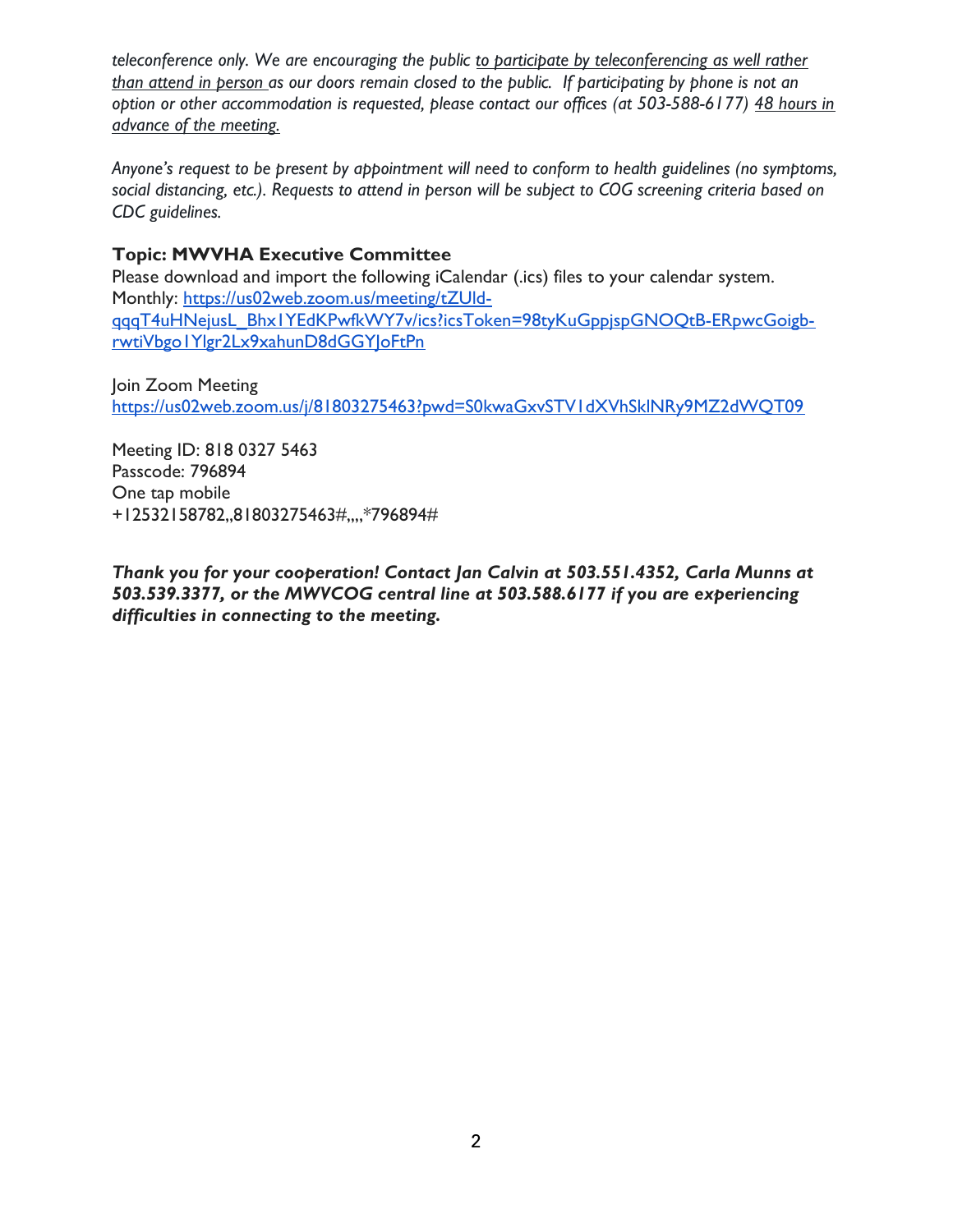*teleconference only. We are encouraging the public to participate by teleconferencing as well rather than attend in person as our doors remain closed to the public. If participating by phone is not an option or other accommodation is requested, please contact our offices (at 503-588-6177) 48 hours in advance of the meeting.*

*Anyone's request to be present by appointment will need to conform to health guidelines (no symptoms, social distancing, etc.). Requests to attend in person will be subject to COG screening criteria based on CDC guidelines.*

**Topic: MWVHA Executive Committee**
Please download and import the following iCalendar (.ics) files to your calendar system.
Monthly: https://us02web.zoom.us/meeting/tZUld-qqqT4uHNejusL_Bhx1YEdKPwfkWY7v/ics?icsToken=98tyKuGppjspGNOQtB-ERpwcGoigb-rwtiVbgo1Ylgr2Lx9xahunD8dGGYJoFtPn

Join Zoom Meeting
https://us02web.zoom.us/j/81803275463?pwd=S0kwaGxvSTV1dXVhSklNRy9MZ2dWQT09

Meeting ID: 818 0327 5463
Passcode: 796894
One tap mobile
+12532158782,,81803275463#,,,,*796894#

***Thank you for your cooperation! Contact Jan Calvin at 503.551.4352, Carla Munns at 503.539.3377, or the MWVCOG central line at 503.588.6177 if you are experiencing difficulties in connecting to the meeting.***